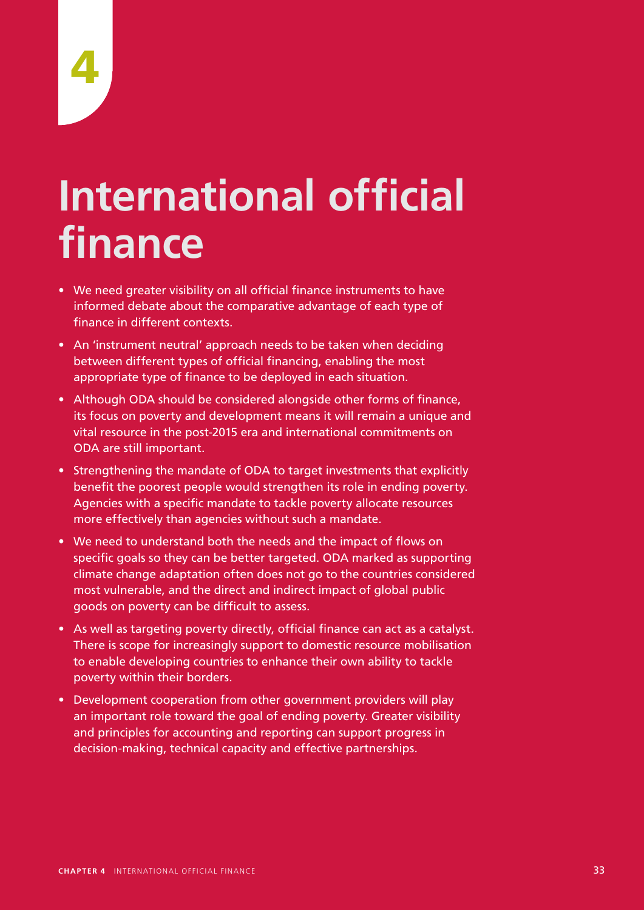4

# International official finance

- We need greater visibility on all official finance instruments to have informed debate about the comparative advantage of each type of finance in different contexts.
- An 'instrument neutral' approach needs to be taken when deciding between different types of official financing, enabling the most appropriate type of finance to be deployed in each situation.
- Although ODA should be considered alongside other forms of finance, its focus on poverty and development means it will remain a unique and vital resource in the post-2015 era and international commitments on ODA are still important.
- Strengthening the mandate of ODA to target investments that explicitly benefit the poorest people would strengthen its role in ending poverty. Agencies with a specific mandate to tackle poverty allocate resources more effectively than agencies without such a mandate.
- We need to understand both the needs and the impact of flows on specific goals so they can be better targeted. ODA marked as supporting climate change adaptation often does not go to the countries considered most vulnerable, and the direct and indirect impact of global public goods on poverty can be difficult to assess.
- As well as targeting poverty directly, official finance can act as a catalyst. There is scope for increasingly support to domestic resource mobilisation to enable developing countries to enhance their own ability to tackle poverty within their borders.
- Development cooperation from other government providers will play an important role toward the goal of ending poverty. Greater visibility and principles for accounting and reporting can support progress in decision-making, technical capacity and effective partnerships.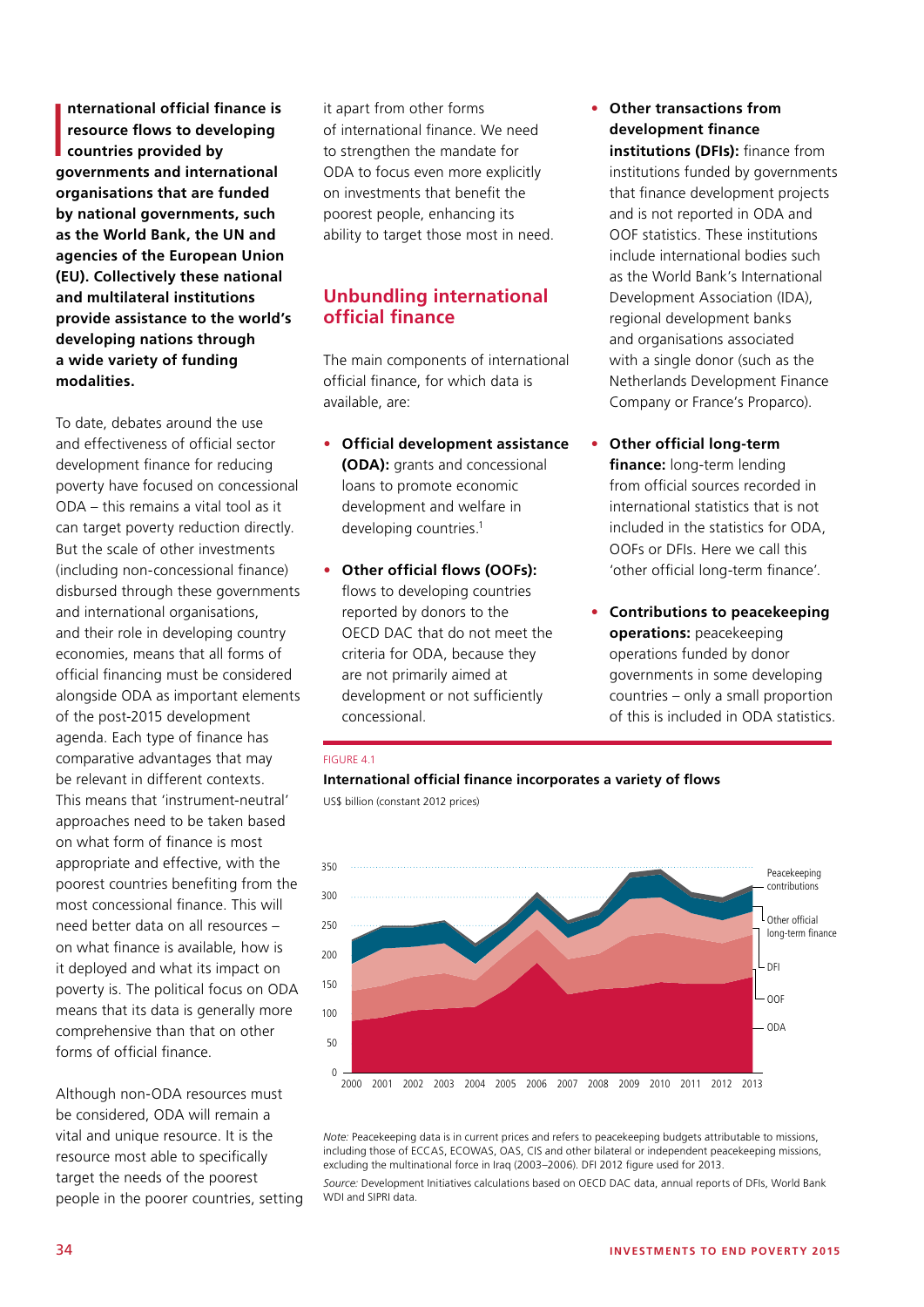**International official finance is resource flows to developing countries provided by governments and international organisations that are funded by national governments, such as the World Bank, the UN and agencies of the European Union (EU). Collectively these national and multilateral institutions provide assistance to the world's developing nations through a wide variety of funding modalities.**

To date, debates around the use and effectiveness of official sector development finance for reducing poverty have focused on concessional ODA – this remains a vital tool as it can target poverty reduction directly. But the scale of other investments (including non-concessional finance) disbursed through these governments and international organisations, and their role in developing country economies, means that all forms of official financing must be considered alongside ODA as important elements of the post-2015 development agenda. Each type of finance has comparative advantages that may be relevant in different contexts. This means that 'instrument-neutral' approaches need to be taken based on what form of finance is most appropriate and effective, with the poorest countries benefiting from the most concessional finance. This will need better data on all resources – on what finance is available, how is it deployed and what its impact on poverty is. The political focus on ODA means that its data is generally more comprehensive than that on other forms of official finance.

Although non-ODA resources must be considered, ODA will remain a vital and unique resource. It is the resource most able to specifically target the needs of the poorest people in the poorer countries, setting it apart from other forms of international finance. We need to strengthen the mandate for ODA to focus even more explicitly on investments that benefit the poorest people, enhancing its ability to target those most in need.

## Unbundling international official finance

The main components of international official finance, for which data is available, are:

- **Official development assistance (ODA):** grants and concessional loans to promote economic development and welfare in developing countries.[1]
- **Other official flows (OOFs):** flows to developing countries reported by donors to the OECD DAC that do not meet the criteria for ODA, because they are not primarily aimed at development or not sufficiently concessional.
- **Other transactions from development finance institutions (DFIs):** finance from institutions funded by governments that finance development projects and is not reported in ODA and OOF statistics. These institutions include international bodies such as the World Bank's International Development Association (IDA), regional development banks and organisations associated with a single donor (such as the Netherlands Development Finance Company or France's Proparco).
- **Other official long-term finance:** long-term lending from official sources recorded in international statistics that is not included in the statistics for ODA, OOFs or DFIs. Here we call this 'other official long-term finance'.
- **Contributions to peacekeeping operations:** peacekeeping operations funded by donor governments in some developing countries – only a small proportion of this is included in ODA statistics.

FIGURE 4.1

**International official finance incorporates a variety of flows**

US$ billion (constant 2012 prices)

*Note:* Peacekeeping data is in current prices and refers to peacekeeping budgets attributable to missions, including those of ECCAS, ECOWAS, OAS, CIS and other bilateral or independent peacekeeping missions, excluding the multinational force in Iraq (2003–2006). DFI 2012 figure used for 2013.

*Source:* Development Initiatives calculations based on OECD DAC data, annual reports of DFIs, World Bank WDI and SIPRI data.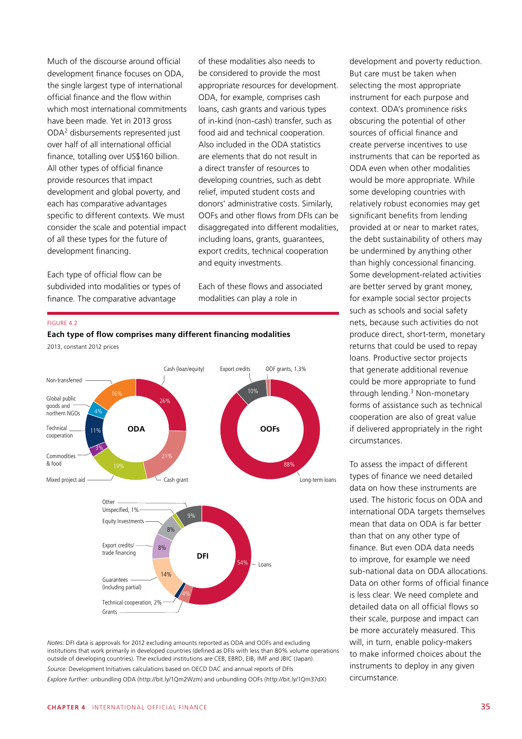Much of the discourse around official development finance focuses on ODA, the single largest type of international official finance and the flow within which most international commitments have been made. Yet in 2013 gross ODA[2] disbursements represented just over half of all international official finance, totalling over US$160 billion. All other types of official finance provide resources that impact development and global poverty, and each has comparative advantages specific to different contexts. We must consider the scale and potential impact of all these types for the future of development financing.

Each type of official flow can be subdivided into modalities or types of finance. The comparative advantage of these modalities also needs to be considered to provide the most appropriate resources for development. ODA, for example, comprises cash loans, cash grants and various types of in-kind (non-cash) transfer, such as food aid and technical cooperation. Also included in the ODA statistics are elements that do not result in a direct transfer of resources to developing countries, such as debt relief, imputed student costs and donors' administrative costs. Similarly, OOFs and other flows from DFIs can be disaggregated into different modalities, including loans, grants, guarantees, export credits, technical cooperation and equity investments.

Each of these flows and associated modalities can play a role in development and poverty reduction. But care must be taken when selecting the most appropriate instrument for each purpose and context. ODA's prominence risks obscuring the potential of other sources of official finance and create perverse incentives to use instruments that can be reported as ODA even when other modalities would be more appropriate. While some developing countries with relatively robust economies may get significant benefits from lending provided at or near to market rates, the debt sustainability of others may be undermined by anything other than highly concessional financing. Some development-related activities are better served by grant money, for example social sector projects such as schools and social safety nets, because such activities do not produce direct, short-term, monetary returns that could be used to repay loans. Productive sector projects that generate additional revenue could be more appropriate to fund through lending.[3] Non-monetary forms of assistance such as technical cooperation are also of great value if delivered appropriately in the right circumstances.

To assess the impact of different types of finance we need detailed data on how these instruments are used. The historic focus on ODA and international ODA targets themselves mean that data on ODA is far better than that on any other type of finance. But even ODA data needs to improve, for example we need sub-national data on ODA allocations. Data on other forms of official finance is less clear. We need complete and detailed data on all official flows so their scale, purpose and impact can be more accurately measured. This will, in turn, enable policy-makers to make informed choices about the instruments to deploy in any given circumstance.

FIGURE 4.2

**Each type of flow comprises many different financing modalities**

2013, constant 2012 prices

**ODA**

| Modality | Share |
|---|---|
| Cash (loan/equity) | 26% |
| Cash grant | 21% |
| Mixed project aid | 19% |
| Commodities & food | 3% |
| Technical cooperation | 11% |
| Global public goods and northern NGOs | 4% |
| Non-transferred | 16% |

**OOFs**

| Modality | Share |
|---|---|
| Long-term loans | 88% |
| Export credits | 10% |
| OOF grants | 1.3% |

**DFI**

| Modality | Share |
|---|---|
| Loans | 54% |
| Grants | 4% |
| Technical cooperation | 2% |
| Guarantees (including partial) | 14% |
| Export credits/ trade financing | 8% |
| Equity Investments | 8% |
| Unspecified | 1% |
| Other | 9% |

*Notes:* DFI data is approvals for 2012 excluding amounts reported as ODA and OOFs and excluding institutions that work primarily in developed countries (defined as DFIs with less than 80% volume operations outside of developing countries). The excluded institutions are CEB, EBRD, EIB, IMF and JBIC (Japan).

*Source:* Development Initiatives calculations based on OECD DAC and annual reports of DFIs

*Explore further:* unbundling ODA (http://bit.ly/1Qm2Wzm) and unbundling OOFs (http://bit.ly/1Qm37dX)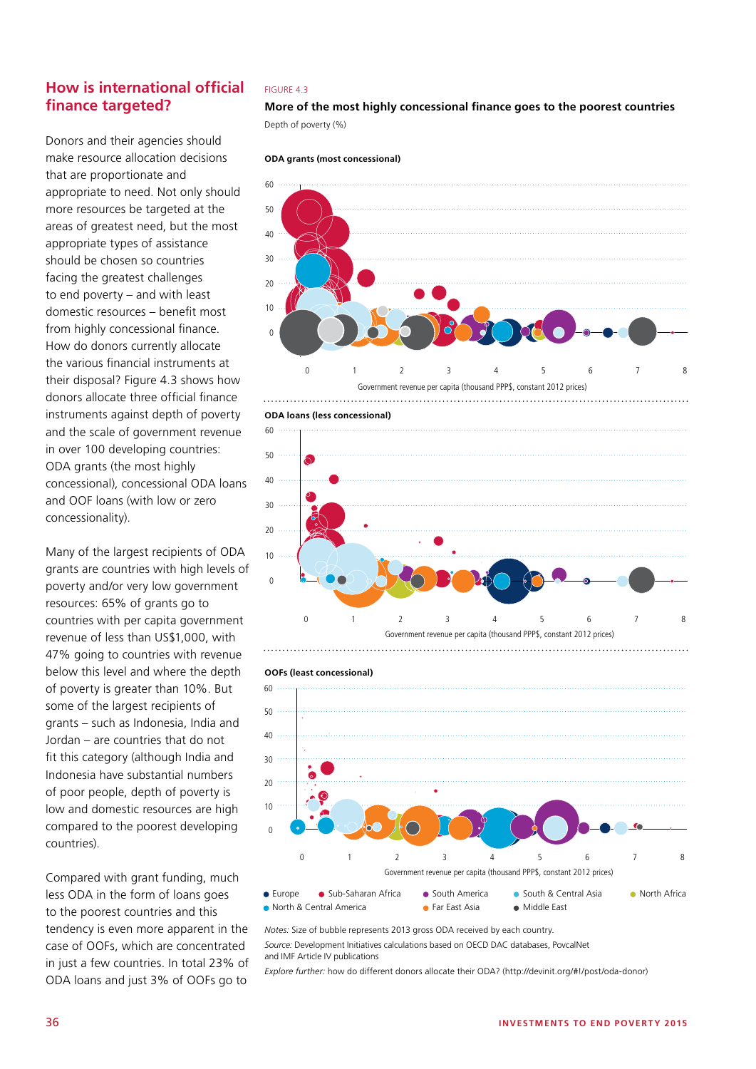## How is international official finance targeted?

Donors and their agencies should make resource allocation decisions that are proportionate and appropriate to need. Not only should more resources be targeted at the areas of greatest need, but the most appropriate types of assistance should be chosen so countries facing the greatest challenges to end poverty – and with least domestic resources – benefit most from highly concessional finance. How do donors currently allocate the various financial instruments at their disposal? Figure 4.3 shows how donors allocate three official finance instruments against depth of poverty and the scale of government revenue in over 100 developing countries: ODA grants (the most highly concessional), concessional ODA loans and OOF loans (with low or zero concessionality).

Many of the largest recipients of ODA grants are countries with high levels of poverty and/or very low government resources: 65% of grants go to countries with per capita government revenue of less than US$1,000, with 47% going to countries with revenue below this level and where the depth of poverty is greater than 10%. But some of the largest recipients of grants – such as Indonesia, India and Jordan – are countries that do not fit this category (although India and Indonesia have substantial numbers of poor people, depth of poverty is low and domestic resources are high compared to the poorest developing countries).

Compared with grant funding, much less ODA in the form of loans goes to the poorest countries and this tendency is even more apparent in the case of OOFs, which are concentrated in just a few countries. In total 23% of ODA loans and just 3% of OOFs go to

FIGURE 4.3

**More of the most highly concessional finance goes to the poorest countries**

Depth of poverty (%)

**ODA grants (most concessional)**

Government revenue per capita (thousand PPP$, constant 2012 prices)

**ODA loans (less concessional)**

Government revenue per capita (thousand PPP$, constant 2012 prices)

**OOFs (least concessional)**

Government revenue per capita (thousand PPP$, constant 2012 prices)

● Europe ● Sub-Saharan Africa ● South America ● South & Central Asia ● North Africa
● North & Central America ● Far East Asia ● Middle East

*Notes:* Size of bubble represents 2013 gross ODA received by each country.

*Source:* Development Initiatives calculations based on OECD DAC databases, PovcalNet and IMF Article IV publications

*Explore further:* how do different donors allocate their ODA? (http://devinit.org/#!/post/oda-donor)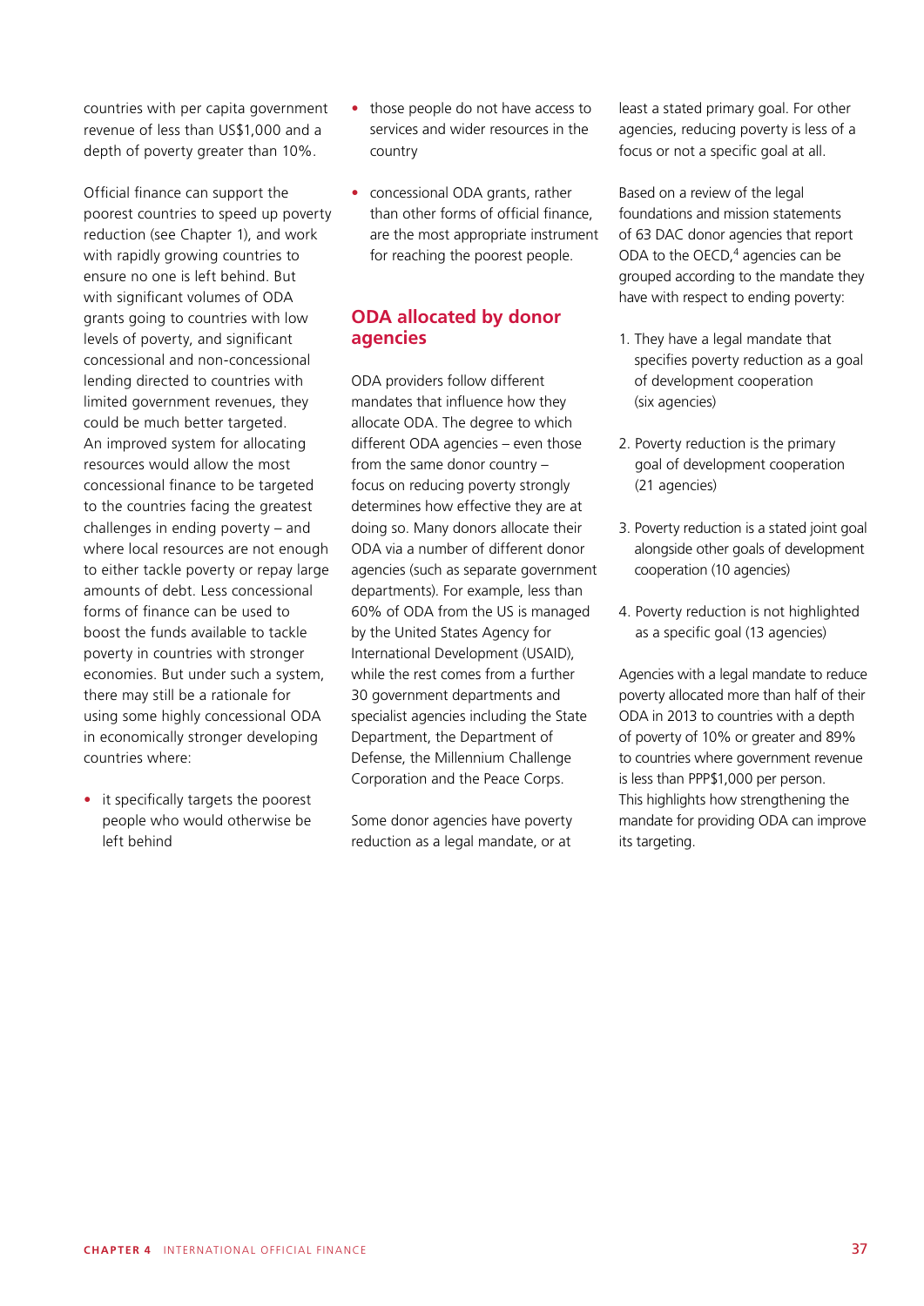countries with per capita government revenue of less than US$1,000 and a depth of poverty greater than 10%.

Official finance can support the poorest countries to speed up poverty reduction (see Chapter 1), and work with rapidly growing countries to ensure no one is left behind. But with significant volumes of ODA grants going to countries with low levels of poverty, and significant concessional and non-concessional lending directed to countries with limited government revenues, they could be much better targeted. An improved system for allocating resources would allow the most concessional finance to be targeted to the countries facing the greatest challenges in ending poverty – and where local resources are not enough to either tackle poverty or repay large amounts of debt. Less concessional forms of finance can be used to boost the funds available to tackle poverty in countries with stronger economies. But under such a system, there may still be a rationale for using some highly concessional ODA in economically stronger developing countries where:

- it specifically targets the poorest people who would otherwise be left behind
- those people do not have access to services and wider resources in the country
- concessional ODA grants, rather than other forms of official finance, are the most appropriate instrument for reaching the poorest people.

## ODA allocated by donor agencies

ODA providers follow different mandates that influence how they allocate ODA. The degree to which different ODA agencies – even those from the same donor country – focus on reducing poverty strongly determines how effective they are at doing so. Many donors allocate their ODA via a number of different donor agencies (such as separate government departments). For example, less than 60% of ODA from the US is managed by the United States Agency for International Development (USAID), while the rest comes from a further 30 government departments and specialist agencies including the State Department, the Department of Defense, the Millennium Challenge Corporation and the Peace Corps.

Some donor agencies have poverty reduction as a legal mandate, or at least a stated primary goal. For other agencies, reducing poverty is less of a focus or not a specific goal at all.

Based on a review of the legal foundations and mission statements of 63 DAC donor agencies that report ODA to the OECD,[4] agencies can be grouped according to the mandate they have with respect to ending poverty:

1. They have a legal mandate that specifies poverty reduction as a goal of development cooperation (six agencies)
2. Poverty reduction is the primary goal of development cooperation (21 agencies)
3. Poverty reduction is a stated joint goal alongside other goals of development cooperation (10 agencies)
4. Poverty reduction is not highlighted as a specific goal (13 agencies)

Agencies with a legal mandate to reduce poverty allocated more than half of their ODA in 2013 to countries with a depth of poverty of 10% or greater and 89% to countries where government revenue is less than PPP$1,000 per person. This highlights how strengthening the mandate for providing ODA can improve its targeting.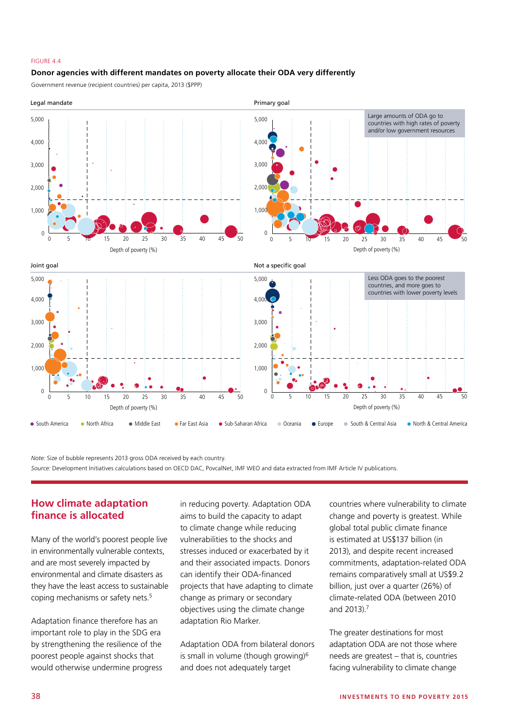FIGURE 4.4

**Donor agencies with different mandates on poverty allocate their ODA very differently**

Government revenue (recipient countries) per capita, 2013 ($PPP)

Legal mandate

Primary goal

Large amounts of ODA go to countries with high rates of poverty and/or low government resources

Joint goal

Not a specific goal

Less ODA goes to the poorest countries, and more goes to countries with lower poverty levels

Depth of poverty (%)

● South America ● North Africa ● Middle East ● Far East Asia ● Sub-Saharan Africa ● Oceania ● Europe ● South & Central Asia ● North & Central America

*Note:* Size of bubble represents 2013 gross ODA received by each country.

*Source:* Development Initiatives calculations based on OECD DAC, PovcalNet, IMF WEO and data extracted from IMF Article IV publications.

## How climate adaptation finance is allocated

Many of the world's poorest people live in environmentally vulnerable contexts, and are most severely impacted by environmental and climate disasters as they have the least access to sustainable coping mechanisms or safety nets.[5]

Adaptation finance therefore has an important role to play in the SDG era by strengthening the resilience of the poorest people against shocks that would otherwise undermine progress in reducing poverty. Adaptation ODA aims to build the capacity to adapt to climate change while reducing vulnerabilities to the shocks and stresses induced or exacerbated by it and their associated impacts. Donors can identify their ODA-financed projects that have adapting to climate change as primary or secondary objectives using the climate change adaptation Rio Marker.

Adaptation ODA from bilateral donors is small in volume (though growing)[6] and does not adequately target countries where vulnerability to climate change and poverty is greatest. While global total public climate finance is estimated at US$137 billion (in 2013), and despite recent increased commitments, adaptation-related ODA remains comparatively small at US$9.2 billion, just over a quarter (26%) of climate-related ODA (between 2010 and 2013).[7]

The greater destinations for most adaptation ODA are not those where needs are greatest – that is, countries facing vulnerability to climate change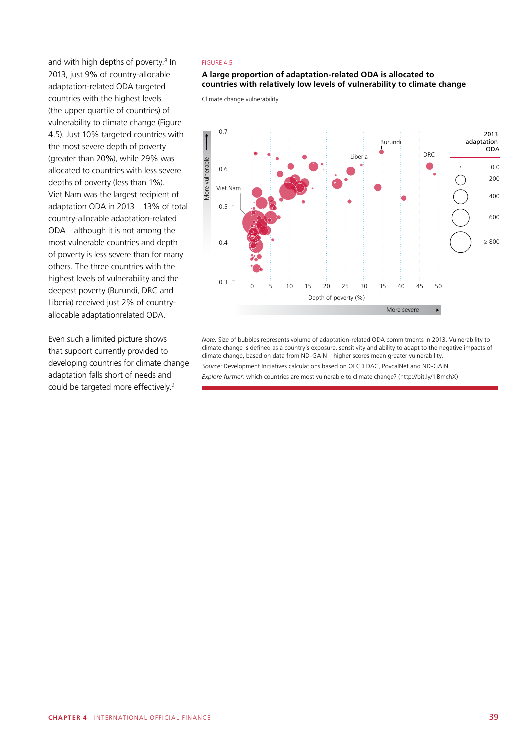and with high depths of poverty.[8] In 2013, just 9% of country-allocable adaptation-related ODA targeted countries with the highest levels (the upper quartile of countries) of vulnerability to climate change (Figure 4.5). Just 10% targeted countries with the most severe depth of poverty (greater than 20%), while 29% was allocated to countries with less severe depths of poverty (less than 1%). Viet Nam was the largest recipient of adaptation ODA in 2013 – 13% of total country-allocable adaptation-related ODA – although it is not among the most vulnerable countries and depth of poverty is less severe than for many others. The three countries with the highest levels of vulnerability and the deepest poverty (Burundi, DRC and Liberia) received just 2% of country-allocable adaptationrelated ODA.

Even such a limited picture shows that support currently provided to developing countries for climate change adaptation falls short of needs and could be targeted more effectively.[9]

FIGURE 4.5

**A large proportion of adaptation-related ODA is allocated to countries with relatively low levels of vulnerability to climate change**

Climate change vulnerability

0.7, 0.6, 0.5, 0.4, 0.3 — More vulnerable

Viet Nam, Liberia, Burundi, DRC

0, 5, 10, 15, 20, 25, 30, 35, 40, 45, 50

Depth of poverty (%) — More severe

2013 adaptation ODA: 0.0, 200, 400, 600, ≥ 800

*Note:* Size of bubbles represents volume of adaptation-related ODA commitments in 2013. Vulnerability to climate change is defined as a country's exposure, sensitivity and ability to adapt to the negative impacts of climate change, based on data from ND-GAIN – higher scores mean greater vulnerability.

*Source:* Development Initiatives calculations based on OECD DAC, PovcalNet and ND-GAIN.

*Explore further:* which countries are most vulnerable to climate change? (http://bit.ly/1iBmchX)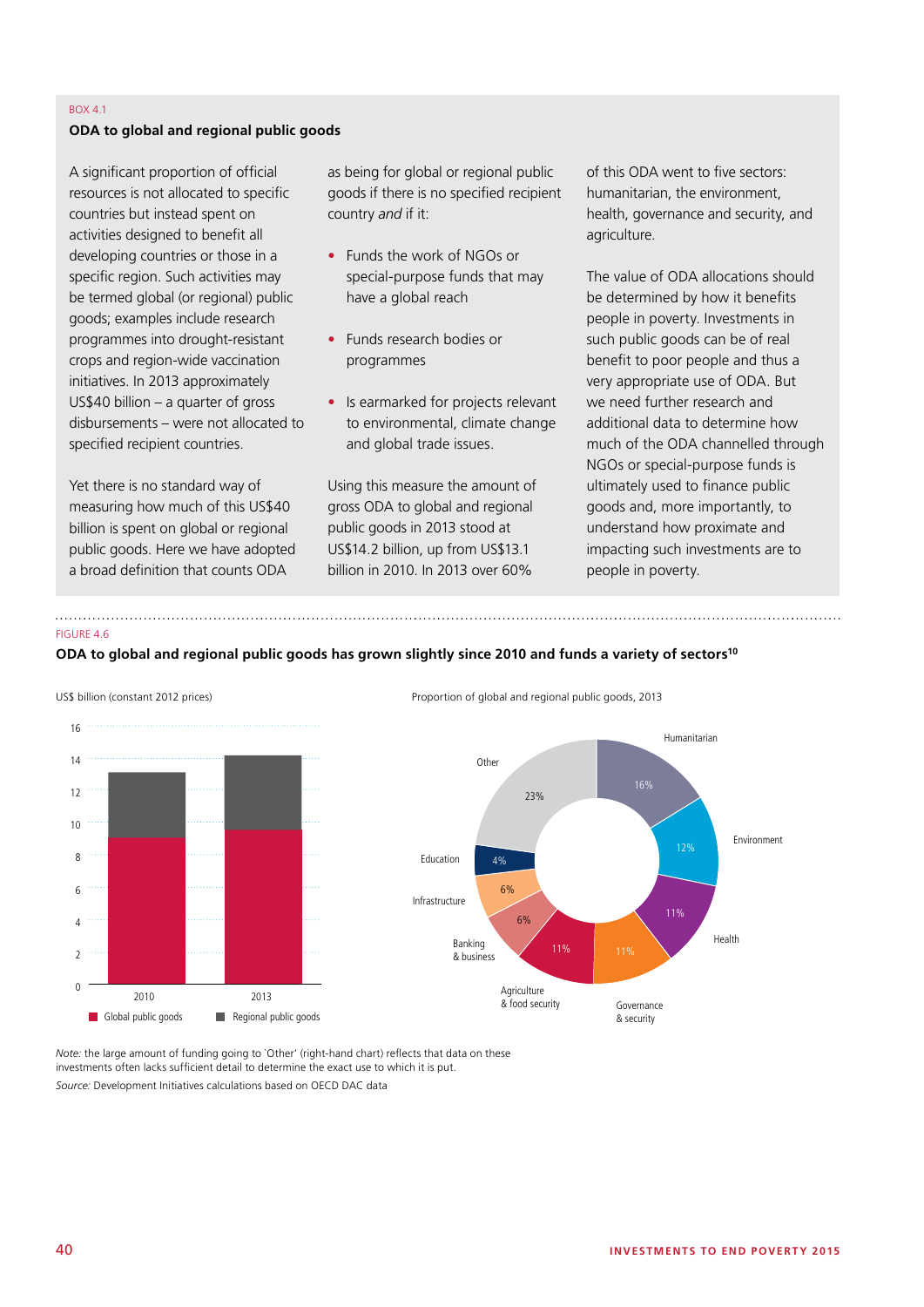BOX 4.1

### ODA to global and regional public goods

A significant proportion of official resources is not allocated to specific countries but instead spent on activities designed to benefit all developing countries or those in a specific region. Such activities may be termed global (or regional) public goods; examples include research programmes into drought-resistant crops and region-wide vaccination initiatives. In 2013 approximately US$40 billion – a quarter of gross disbursements – were not allocated to specified recipient countries.

Yet there is no standard way of measuring how much of this US$40 billion is spent on global or regional public goods. Here we have adopted a broad definition that counts ODA as being for global or regional public goods if there is no specified recipient country *and* if it:

- Funds the work of NGOs or special-purpose funds that may have a global reach
- Funds research bodies or programmes
- Is earmarked for projects relevant to environmental, climate change and global trade issues.

Using this measure the amount of gross ODA to global and regional public goods in 2013 stood at US$14.2 billion, up from US$13.1 billion in 2010. In 2013 over 60% of this ODA went to five sectors: humanitarian, the environment, health, governance and security, and agriculture.

The value of ODA allocations should be determined by how it benefits people in poverty. Investments in such public goods can be of real benefit to poor people and thus a very appropriate use of ODA. But we need further research and additional data to determine how much of the ODA channelled through NGOs or special-purpose funds is ultimately used to finance public goods and, more importantly, to understand how proximate and impacting such investments are to people in poverty.

FIGURE 4.6

**ODA to global and regional public goods has grown slightly since 2010 and funds a variety of sectors[10]**

US$ billion (constant 2012 prices)

Global public goods / Regional public goods — 2010, 2013

Proportion of global and regional public goods, 2013

| Sector | Share |
|---|---|
| Humanitarian | 16% |
| Environment | 12% |
| Health | 11% |
| Governance & security | 11% |
| Agriculture & food security | 11% |
| Banking & business | 6% |
| Infrastructure | 6% |
| Education | 4% |
| Other | 23% |

*Note:* the large amount of funding going to 'Other' (right-hand chart) reflects that data on these investments often lacks sufficient detail to determine the exact use to which it is put.

*Source:* Development Initiatives calculations based on OECD DAC data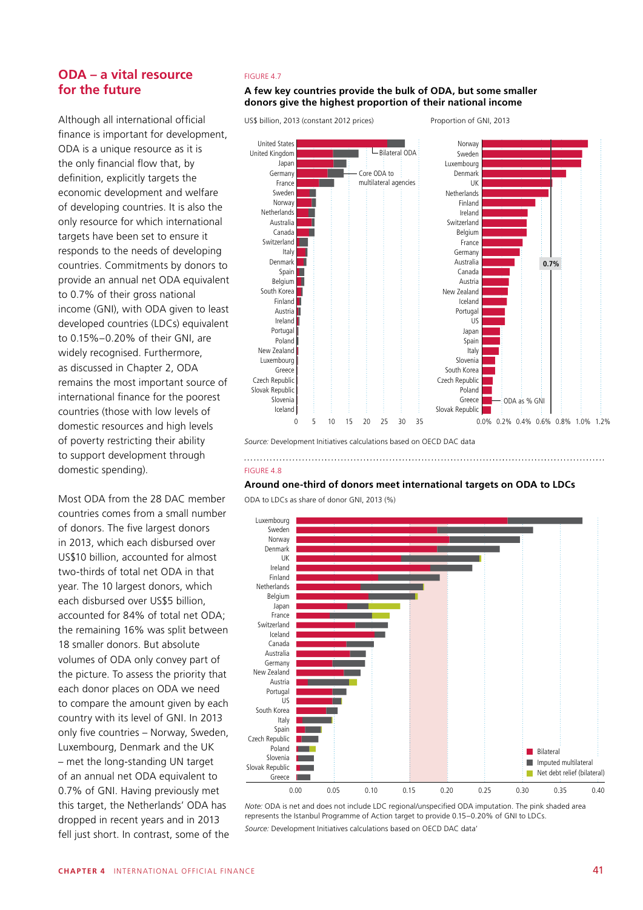## ODA – a vital resource for the future

Although all international official finance is important for development, ODA is a unique resource as it is the only financial flow that, by definition, explicitly targets the economic development and welfare of developing countries. It is also the only resource for which international targets have been set to ensure it responds to the needs of developing countries. Commitments by donors to provide an annual net ODA equivalent to 0.7% of their gross national income (GNI), with ODA given to least developed countries (LDCs) equivalent to 0.15%–0.20% of their GNI, are widely recognised. Furthermore, as discussed in Chapter 2, ODA remains the most important source of international finance for the poorest countries (those with low levels of domestic resources and high levels of poverty restricting their ability to support development through domestic spending).

Most ODA from the 28 DAC member countries comes from a small number of donors. The five largest donors in 2013, which each disbursed over US$10 billion, accounted for almost two-thirds of total net ODA in that year. The 10 largest donors, which each disbursed over US$5 billion, accounted for 84% of total net ODA; the remaining 16% was split between 18 smaller donors. But absolute volumes of ODA only convey part of the picture. To assess the priority that each donor places on ODA we need to compare the amount given by each country with its level of GNI. In 2013 only five countries – Norway, Sweden, Luxembourg, Denmark and the UK – met the long-standing UN target of an annual net ODA equivalent to 0.7% of GNI. Having previously met this target, the Netherlands' ODA has dropped in recent years and in 2013 fell just short. In contrast, some of the

FIGURE 4.7

**A few key countries provide the bulk of ODA, but some smaller donors give the highest proportion of their national income**

US$ billion, 2013 (constant 2012 prices) — Bilateral ODA; Core ODA to multilateral agencies. Donors in order: United States, United Kingdom, Japan, Germany, France, Sweden, Norway, Netherlands, Australia, Canada, Switzerland, Italy, Denmark, Spain, Belgium, South Korea, Finland, Austria, Ireland, Portugal, Poland, New Zealand, Luxembourg, Greece, Czech Republic, Slovak Republic, Slovenia, Iceland.

Proportion of GNI, 2013 — ODA as % GNI; 0.7% line. Donors in order: Norway, Sweden, Luxembourg, Denmark, UK, Netherlands, Finland, Ireland, Switzerland, Belgium, France, Germany, Australia, Canada, Austria, New Zealand, Iceland, Portugal, US, Japan, Spain, Italy, Slovenia, South Korea, Czech Republic, Poland, Greece, Slovak Republic.

*Source:* Development Initiatives calculations based on OECD DAC data

FIGURE 4.8

**Around one-third of donors meet international targets on ODA to LDCs**

ODA to LDCs as share of donor GNI, 2013 (%) — Bilateral; Imputed multilateral; Net debt relief (bilateral). Donors in order: Luxembourg, Sweden, Norway, Denmark, UK, Ireland, Finland, Netherlands, Belgium, Japan, France, Switzerland, Iceland, Canada, Australia, Germany, New Zealand, Austria, Portugal, US, South Korea, Italy, Spain, Czech Republic, Poland, Slovenia, Slovak Republic, Greece.

*Note:* ODA is net and does not include LDC regional/unspecified ODA imputation. The pink shaded area represents the Istanbul Programme of Action target to provide 0.15–0.20% of GNI to LDCs.

*Source:* Development Initiatives calculations based on OECD DAC data'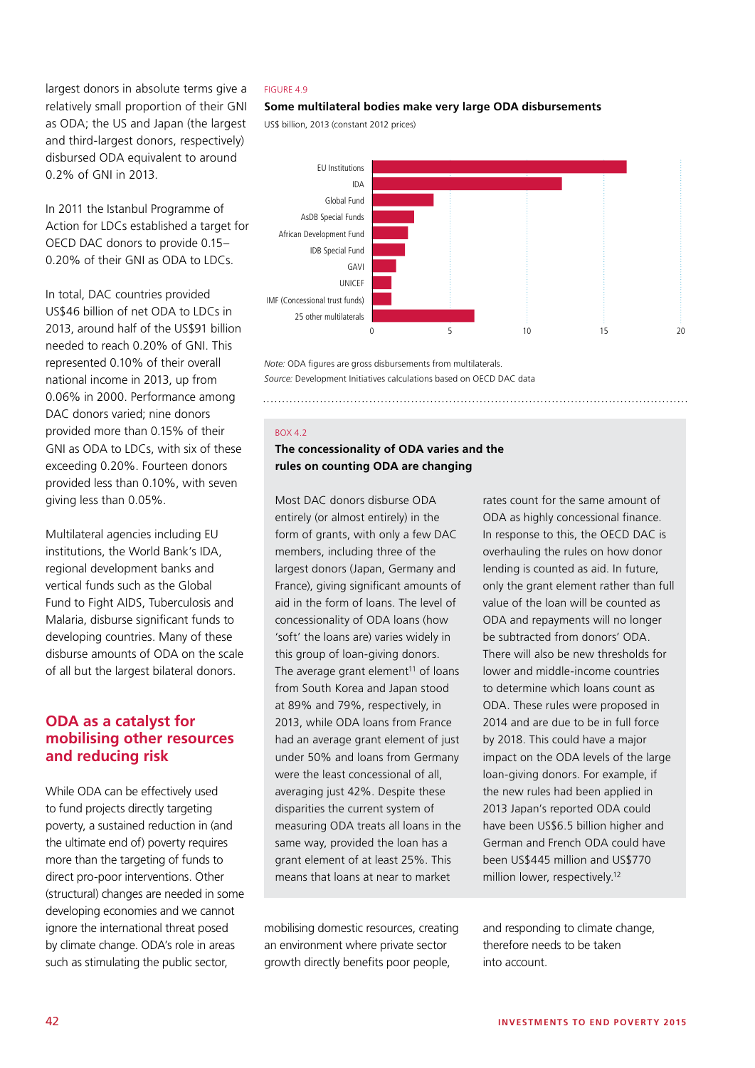largest donors in absolute terms give a relatively small proportion of their GNI as ODA; the US and Japan (the largest and third-largest donors, respectively) disbursed ODA equivalent to around 0.2% of GNI in 2013.

In 2011 the Istanbul Programme of Action for LDCs established a target for OECD DAC donors to provide 0.15–0.20% of their GNI as ODA to LDCs.

In total, DAC countries provided US$46 billion of net ODA to LDCs in 2013, around half of the US$91 billion needed to reach 0.20% of GNI. This represented 0.10% of their overall national income in 2013, up from 0.06% in 2000. Performance among DAC donors varied; nine donors provided more than 0.15% of their GNI as ODA to LDCs, with six of these exceeding 0.20%. Fourteen donors provided less than 0.10%, with seven giving less than 0.05%.

Multilateral agencies including EU institutions, the World Bank's IDA, regional development banks and vertical funds such as the Global Fund to Fight AIDS, Tuberculosis and Malaria, disburse significant funds to developing countries. Many of these disburse amounts of ODA on the scale of all but the largest bilateral donors.

## ODA as a catalyst for mobilising other resources and reducing risk

While ODA can be effectively used to fund projects directly targeting poverty, a sustained reduction in (and the ultimate end of) poverty requires more than the targeting of funds to direct pro-poor interventions. Other (structural) changes are needed in some developing economies and we cannot ignore the international threat posed by climate change. ODA's role in areas such as stimulating the public sector, mobilising domestic resources, creating an environment where private sector growth directly benefits poor people, and responding to climate change, therefore needs to be taken into account.

FIGURE 4.9

**Some multilateral bodies make very large ODA disbursements**

US$ billion, 2013 (constant 2012 prices)

| Multilateral | US$ billion (approx.) |
|---|---|
| EU Institutions | 16.5 |
| IDA | 12.3 |
| Global Fund | 4.0 |
| AsDB Special Funds | 2.7 |
| African Development Fund | 2.3 |
| IDB Special Fund | 2.1 |
| GAVI | 1.5 |
| UNICEF | 1.2 |
| IMF (Concessional trust funds) | 1.2 |
| 25 other multilaterals | 6.6 |

*Note:* ODA figures are gross disbursements from multilaterals.
*Source:* Development Initiatives calculations based on OECD DAC data

BOX 4.2

**The concessionality of ODA varies and the rules on counting ODA are changing**

Most DAC donors disburse ODA entirely (or almost entirely) in the form of grants, with only a few DAC members, including three of the largest donors (Japan, Germany and France), giving significant amounts of aid in the form of loans. The level of concessionality of ODA loans (how 'soft' the loans are) varies widely in this group of loan-giving donors. The average grant element[11] of loans from South Korea and Japan stood at 89% and 79%, respectively, in 2013, while ODA loans from France had an average grant element of just under 50% and loans from Germany were the least concessional of all, averaging just 42%. Despite these disparities the current system of measuring ODA treats all loans in the same way, provided the loan has a grant element of at least 25%. This means that loans at near to market rates count for the same amount of ODA as highly concessional finance. In response to this, the OECD DAC is overhauling the rules on how donor lending is counted as aid. In future, only the grant element rather than full value of the loan will be counted as ODA and repayments will no longer be subtracted from donors' ODA. There will also be new thresholds for lower and middle-income countries to determine which loans count as ODA. These rules were proposed in 2014 and are due to be in full force by 2018. This could have a major impact on the ODA levels of the large loan-giving donors. For example, if the new rules had been applied in 2013 Japan's reported ODA could have been US$6.5 billion higher and German and French ODA could have been US$445 million and US$770 million lower, respectively.[12]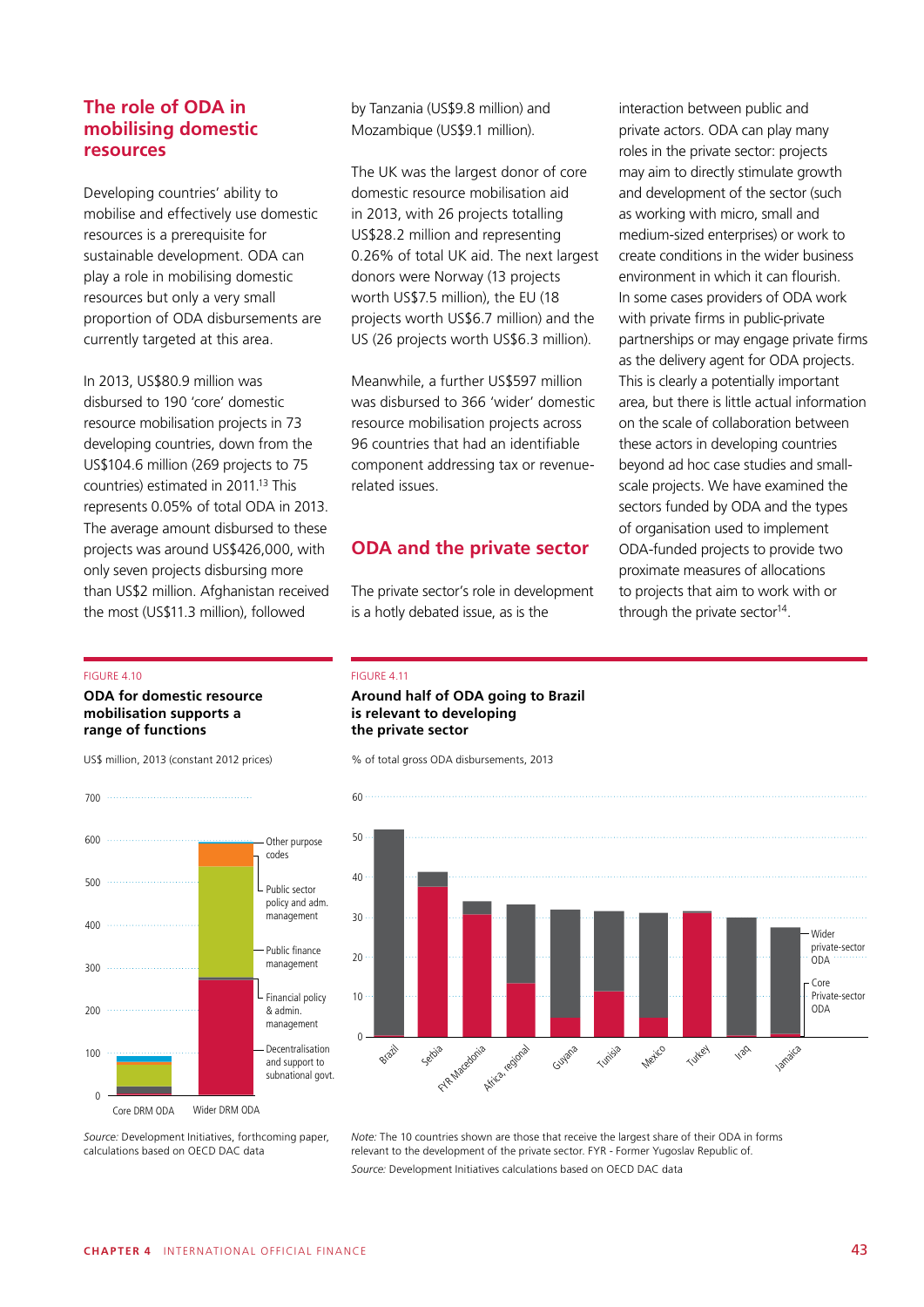## The role of ODA in mobilising domestic resources

Developing countries' ability to mobilise and effectively use domestic resources is a prerequisite for sustainable development. ODA can play a role in mobilising domestic resources but only a very small proportion of ODA disbursements are currently targeted at this area.

In 2013, US$80.9 million was disbursed to 190 'core' domestic resource mobilisation projects in 73 developing countries, down from the US$104.6 million (269 projects to 75 countries) estimated in 2011.[13] This represents 0.05% of total ODA in 2013. The average amount disbursed to these projects was around US$426,000, with only seven projects disbursing more than US$2 million. Afghanistan received the most (US$11.3 million), followed by Tanzania (US$9.8 million) and Mozambique (US$9.1 million).

The UK was the largest donor of core domestic resource mobilisation aid in 2013, with 26 projects totalling US$28.2 million and representing 0.26% of total UK aid. The next largest donors were Norway (13 projects worth US$7.5 million), the EU (18 projects worth US$6.7 million) and the US (26 projects worth US$6.3 million).

Meanwhile, a further US$597 million was disbursed to 366 'wider' domestic resource mobilisation projects across 96 countries that had an identifiable component addressing tax or revenue-related issues.

## ODA and the private sector

The private sector's role in development is a hotly debated issue, as is the interaction between public and private actors. ODA can play many roles in the private sector: projects may aim to directly stimulate growth and development of the sector (such as working with micro, small and medium-sized enterprises) or work to create conditions in the wider business environment in which it can flourish. In some cases providers of ODA work with private firms in public-private partnerships or may engage private firms as the delivery agent for ODA projects. This is clearly a potentially important area, but there is little actual information on the scale of collaboration between these actors in developing countries beyond ad hoc case studies and small-scale projects. We have examined the sectors funded by ODA and the types of organisation used to implement ODA-funded projects to provide two proximate measures of allocations to projects that aim to work with or through the private sector[14].

FIGURE 4.10

**ODA for domestic resource mobilisation supports a range of functions**

US$ million, 2013 (constant 2012 prices)

Categories: Core DRM ODA, Wider DRM ODA. Legend: Other purpose codes; Public sector policy and adm. management; Public finance management; Financial policy & admin. management; Decentralisation and support to subnational govt.

*Source:* Development Initiatives, forthcoming paper, calculations based on OECD DAC data

FIGURE 4.11

**Around half of ODA going to Brazil is relevant to developing the private sector**

% of total gross ODA disbursements, 2013

Countries: Brazil, Serbia, FYR Macedonia, Africa, regional, Guyana, Tunisia, Mexico, Turkey, Iraq, Jamaica. Legend: Wider private-sector ODA; Core Private-sector ODA.

*Note:* The 10 countries shown are those that receive the largest share of their ODA in forms relevant to the development of the private sector. FYR - Former Yugoslav Republic of.

*Source:* Development Initiatives calculations based on OECD DAC data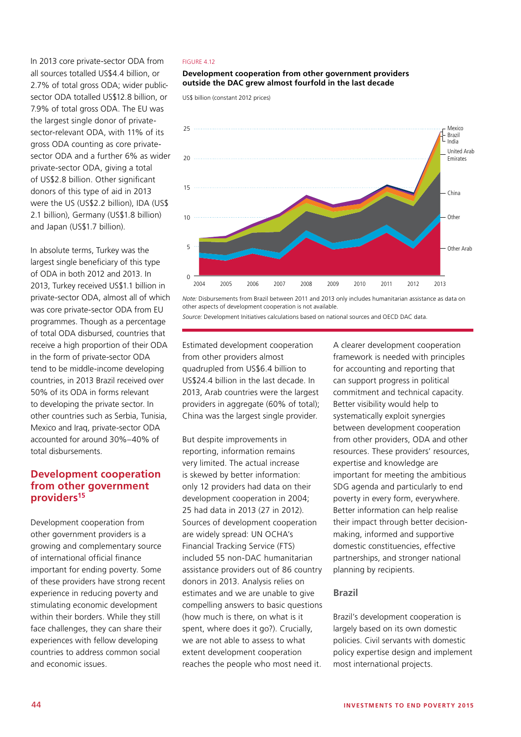In 2013 core private-sector ODA from all sources totalled US$4.4 billion, or 2.7% of total gross ODA; wider public-sector ODA totalled US$12.8 billion, or 7.9% of total gross ODA. The EU was the largest single donor of private-sector-relevant ODA, with 11% of its gross ODA counting as core private-sector ODA and a further 6% as wider private-sector ODA, giving a total of US$2.8 billion. Other significant donors of this type of aid in 2013 were the US (US$2.2 billion), IDA (US$ 2.1 billion), Germany (US$1.8 billion) and Japan (US$1.7 billion).

In absolute terms, Turkey was the largest single beneficiary of this type of ODA in both 2012 and 2013. In 2013, Turkey received US$1.1 billion in private-sector ODA, almost all of which was core private-sector ODA from EU programmes. Though as a percentage of total ODA disbursed, countries that receive a high proportion of their ODA in the form of private-sector ODA tend to be middle-income developing countries, in 2013 Brazil received over 50% of its ODA in forms relevant to developing the private sector. In other countries such as Serbia, Tunisia, Mexico and Iraq, private-sector ODA accounted for around 30%–40% of total disbursements.

## Development cooperation from other government providers[15]

Development cooperation from other government providers is a growing and complementary source of international official finance important for ending poverty. Some of these providers have strong recent experience in reducing poverty and stimulating economic development within their borders. While they still face challenges, they can share their experiences with fellow developing countries to address common social and economic issues.

FIGURE 4.12

**Development cooperation from other government providers outside the DAC grew almost fourfold in the last decade**

US$ billion (constant 2012 prices)

*Note:* Disbursements from Brazil between 2011 and 2013 only includes humanitarian assistance as data on other aspects of development cooperation is not available.

*Source:* Development Initiatives calculations based on national sources and OECD DAC data.

Estimated development cooperation from other providers almost quadrupled from US$6.4 billion to US$24.4 billion in the last decade. In 2013, Arab countries were the largest providers in aggregate (60% of total); China was the largest single provider.

But despite improvements in reporting, information remains very limited. The actual increase is skewed by better information: only 12 providers had data on their development cooperation in 2004; 25 had data in 2013 (27 in 2012). Sources of development cooperation are widely spread: UN OCHA's Financial Tracking Service (FTS) included 55 non-DAC humanitarian assistance providers out of 86 country donors in 2013. Analysis relies on estimates and we are unable to give compelling answers to basic questions (how much is there, on what is it spent, where does it go?). Crucially, we are not able to assess to what extent development cooperation reaches the people who most need it.

A clearer development cooperation framework is needed with principles for accounting and reporting that can support progress in political commitment and technical capacity. Better visibility would help to systematically exploit synergies between development cooperation from other providers, ODA and other resources. These providers' resources, expertise and knowledge are important for meeting the ambitious SDG agenda and particularly to end poverty in every form, everywhere. Better information can help realise their impact through better decision-making, informed and supportive domestic constituencies, effective partnerships, and stronger national planning by recipients.

### Brazil

Brazil's development cooperation is largely based on its own domestic policies. Civil servants with domestic policy expertise design and implement most international projects.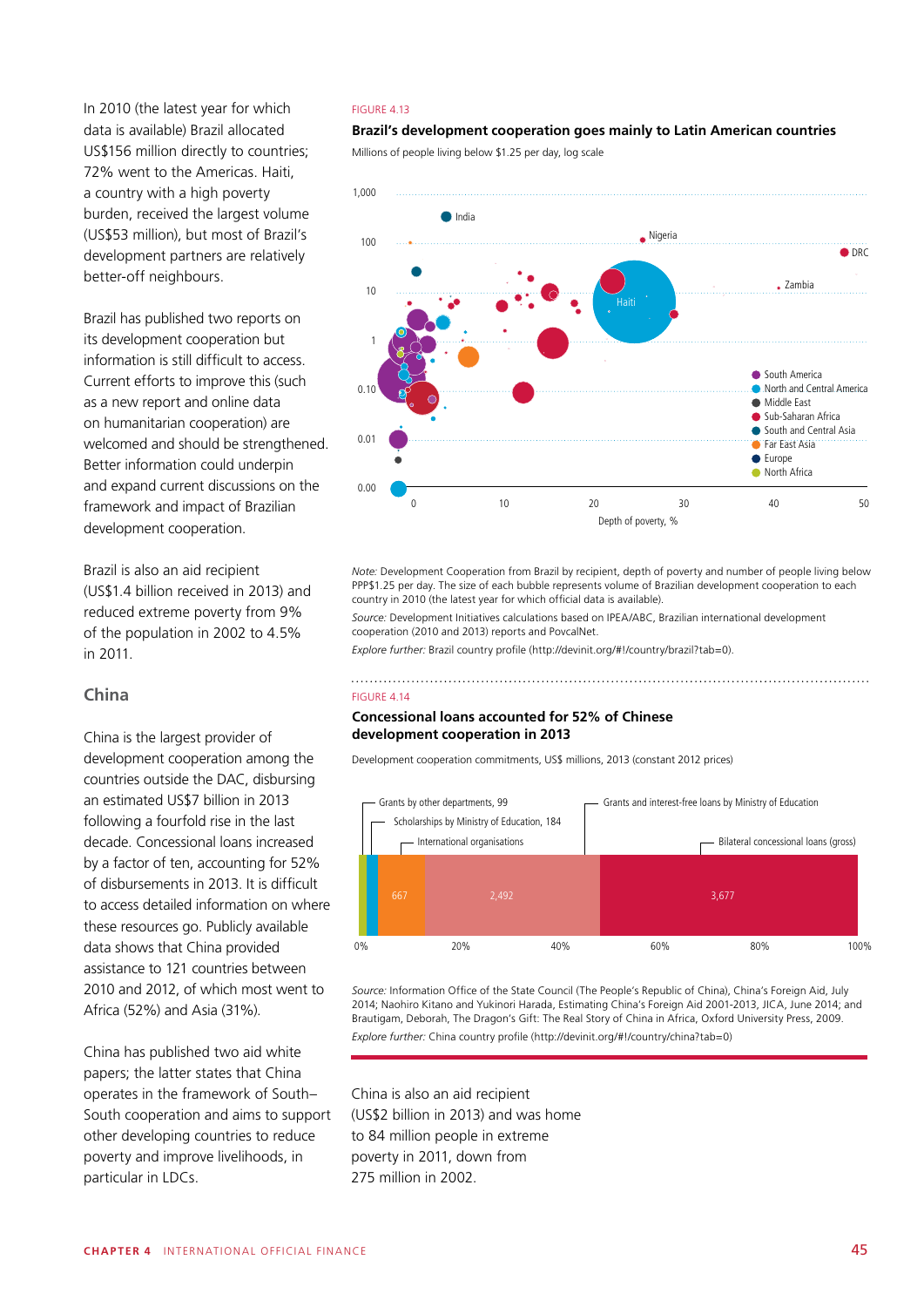In 2010 (the latest year for which data is available) Brazil allocated US$156 million directly to countries; 72% went to the Americas. Haiti, a country with a high poverty burden, received the largest volume (US$53 million), but most of Brazil's development partners are relatively better-off neighbours.

Brazil has published two reports on its development cooperation but information is still difficult to access. Current efforts to improve this (such as a new report and online data on humanitarian cooperation) are welcomed and should be strengthened. Better information could underpin and expand current discussions on the framework and impact of Brazilian development cooperation.

Brazil is also an aid recipient (US$1.4 billion received in 2013) and reduced extreme poverty from 9% of the population in 2002 to 4.5% in 2011.

## China

China is the largest provider of development cooperation among the countries outside the DAC, disbursing an estimated US$7 billion in 2013 following a fourfold rise in the last decade. Concessional loans increased by a factor of ten, accounting for 52% of disbursements in 2013. It is difficult to access detailed information on where these resources go. Publicly available data shows that China provided assistance to 121 countries between 2010 and 2012, of which most went to Africa (52%) and Asia (31%).

China has published two aid white papers; the latter states that China operates in the framework of South–South cooperation and aims to support other developing countries to reduce poverty and improve livelihoods, in particular in LDCs.

FIGURE 4.13

**Brazil's development cooperation goes mainly to Latin American countries**

Millions of people living below $1.25 per day, log scale

*Note:* Development Cooperation from Brazil by recipient, depth of poverty and number of people living below PPP$1.25 per day. The size of each bubble represents volume of Brazilian development cooperation to each country in 2010 (the latest year for which official data is available).

*Source:* Development Initiatives calculations based on IPEA/ABC, Brazilian international development cooperation (2010 and 2013) reports and PovcalNet.

*Explore further:* Brazil country profile (http://devinit.org/#!/country/brazil?tab=0).

FIGURE 4.14

**Concessional loans accounted for 52% of Chinese development cooperation in 2013**

Development cooperation commitments, US$ millions, 2013 (constant 2012 prices)

| Category | US$ millions |
| --- | --- |
| Grants by other departments | 99 |
| Scholarships by Ministry of Education | 184 |
| International organisations | 667 |
| Grants and interest-free loans by Ministry of Education | 2,492 |
| Bilateral concessional loans (gross) | 3,677 |

*Source:* Information Office of the State Council (The People's Republic of China), China's Foreign Aid, July 2014; Naohiro Kitano and Yukinori Harada, Estimating China's Foreign Aid 2001-2013, JICA, June 2014; and Brautigam, Deborah, The Dragon's Gift: The Real Story of China in Africa, Oxford University Press, 2009.

*Explore further:* China country profile (http://devinit.org/#!/country/china?tab=0)

China is also an aid recipient (US$2 billion in 2013) and was home to 84 million people in extreme poverty in 2011, down from 275 million in 2002.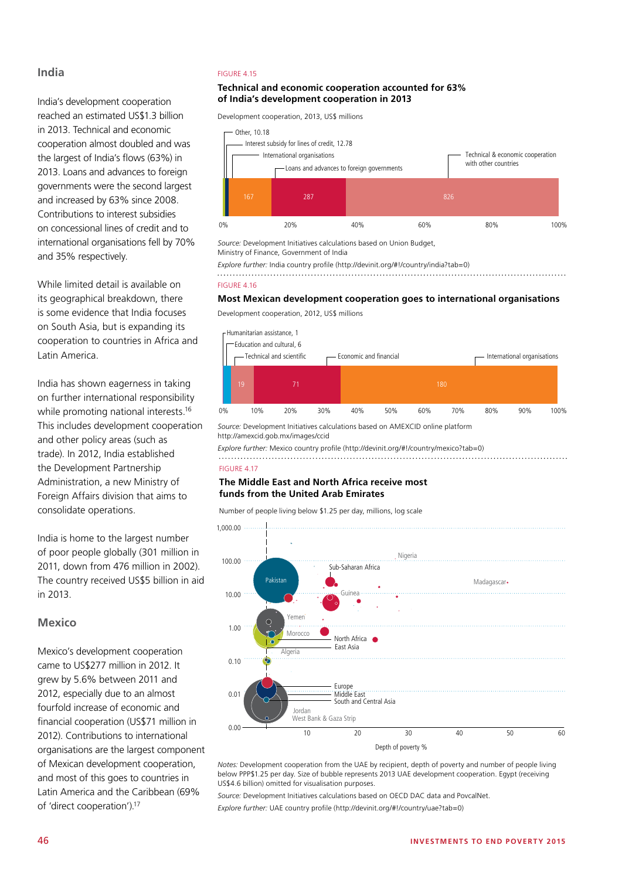## India

India's development cooperation reached an estimated US$1.3 billion in 2013. Technical and economic cooperation almost doubled and was the largest of India's flows (63%) in 2013. Loans and advances to foreign governments were the second largest and increased by 63% since 2008. Contributions to interest subsidies on concessional lines of credit and to international organisations fell by 70% and 35% respectively.

While limited detail is available on its geographical breakdown, there is some evidence that India focuses on South Asia, but is expanding its cooperation to countries in Africa and Latin America.

India has shown eagerness in taking on further international responsibility while promoting national interests.[16] This includes development cooperation and other policy areas (such as trade). In 2012, India established the Development Partnership Administration, a new Ministry of Foreign Affairs division that aims to consolidate operations.

India is home to the largest number of poor people globally (301 million in 2011, down from 476 million in 2002). The country received US$5 billion in aid in 2013.

## Mexico

Mexico's development cooperation came to US$277 million in 2012. It grew by 5.6% between 2011 and 2012, especially due to an almost fourfold increase of economic and financial cooperation (US$71 million in 2012). Contributions to international organisations are the largest component of Mexican development cooperation, and most of this goes to countries in Latin America and the Caribbean (69% of 'direct cooperation').[17]

FIGURE 4.15

**Technical and economic cooperation accounted for 63% of India's development cooperation in 2013**

Development cooperation, 2013, US$ millions

| Category | US$ millions |
|---|---|
| Other | 10.18 |
| Interest subsidy for lines of credit | 12.78 |
| International organisations | 167 |
| Loans and advances to foreign governments | 287 |
| Technical & economic cooperation with other countries | 826 |

*Source:* Development Initiatives calculations based on Union Budget, Ministry of Finance, Government of India

*Explore further:* India country profile (http://devinit.org/#!/country/india?tab=0)

FIGURE 4.16

**Most Mexican development cooperation goes to international organisations**

Development cooperation, 2012, US$ millions

| Category | US$ millions |
|---|---|
| Humanitarian assistance | 1 |
| Education and cultural | 6 |
| Technical and scientific | 19 |
| Economic and financial | 71 |
| International organisations | 180 |

*Source:* Development Initiatives calculations based on AMEXCID online platform http://amexcid.gob.mx/images/ccid

*Explore further:* Mexico country profile (http://devinit.org/#!/country/mexico?tab=0)

FIGURE 4.17

**The Middle East and North Africa receive most funds from the United Arab Emirates**

Number of people living below $1.25 per day, millions, log scale

Labels: Pakistan, Nigeria, Sub-Saharan Africa, Madagascar, Guinea, Yemen, Morocco, North Africa, East Asia, Algeria, Europe, Middle East, South and Central Asia, Jordan, West Bank & Gaza Strip

Depth of poverty %

*Notes:* Development cooperation from the UAE by recipient, depth of poverty and number of people living below PPP$1.25 per day. Size of bubble represents 2013 UAE development cooperation. Egypt (receiving US$4.6 billion) omitted for visualisation purposes.

*Source:* Development Initiatives calculations based on OECD DAC data and PovcalNet.

*Explore further:* UAE country profile (http://devinit.org/#!/country/uae?tab=0)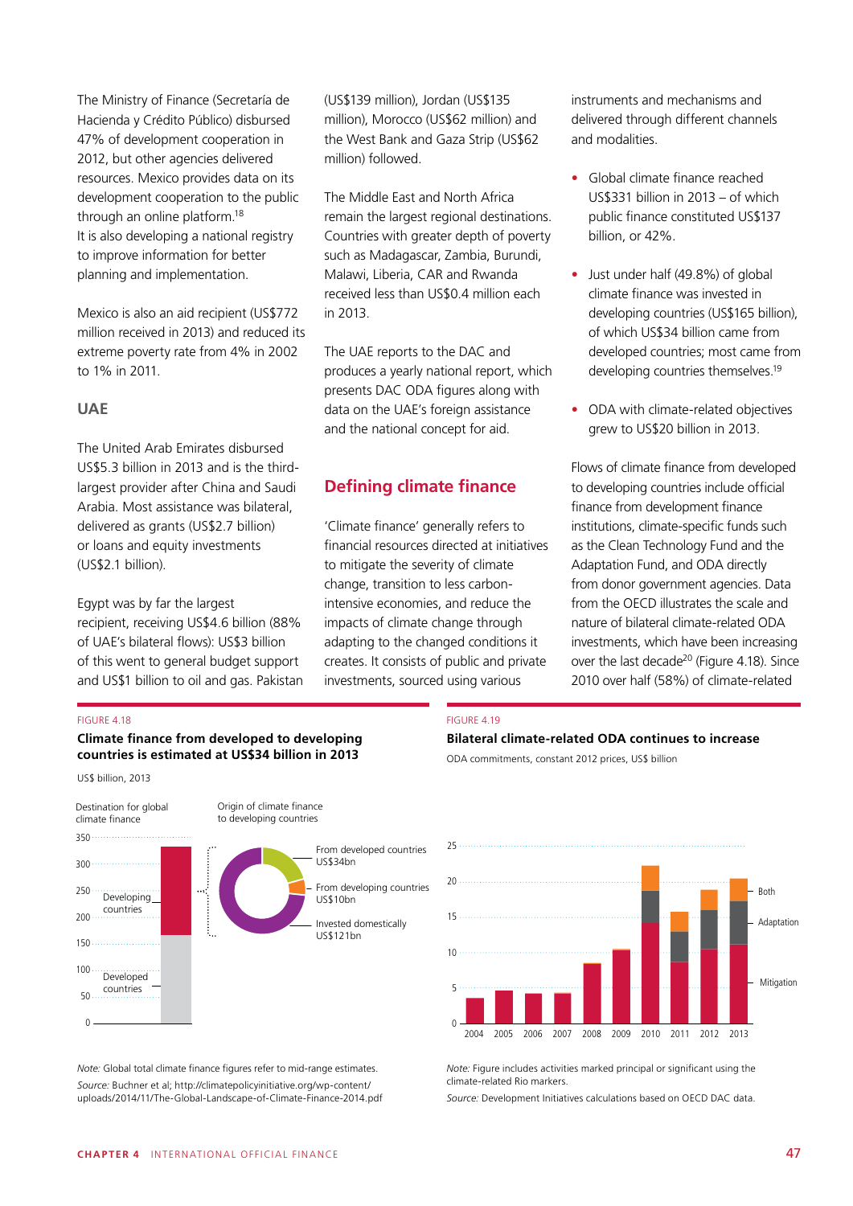The Ministry of Finance (Secretaría de Hacienda y Crédito Público) disbursed 47% of development cooperation in 2012, but other agencies delivered resources. Mexico provides data on its development cooperation to the public through an online platform.[18] It is also developing a national registry to improve information for better planning and implementation.

Mexico is also an aid recipient (US$772 million received in 2013) and reduced its extreme poverty rate from 4% in 2002 to 1% in 2011.

### UAE

The United Arab Emirates disbursed US$5.3 billion in 2013 and is the third-largest provider after China and Saudi Arabia. Most assistance was bilateral, delivered as grants (US$2.7 billion) or loans and equity investments (US$2.1 billion).

Egypt was by far the largest recipient, receiving US$4.6 billion (88% of UAE's bilateral flows): US$3 billion of this went to general budget support and US$1 billion to oil and gas. Pakistan (US$139 million), Jordan (US$135 million), Morocco (US$62 million) and the West Bank and Gaza Strip (US$62 million) followed.

The Middle East and North Africa remain the largest regional destinations. Countries with greater depth of poverty such as Madagascar, Zambia, Burundi, Malawi, Liberia, CAR and Rwanda received less than US$0.4 million each in 2013.

The UAE reports to the DAC and produces a yearly national report, which presents DAC ODA figures along with data on the UAE's foreign assistance and the national concept for aid.

## Defining climate finance

'Climate finance' generally refers to financial resources directed at initiatives to mitigate the severity of climate change, transition to less carbon-intensive economies, and reduce the impacts of climate change through adapting to the changed conditions it creates. It consists of public and private investments, sourced using various instruments and mechanisms and delivered through different channels and modalities.

- Global climate finance reached US$331 billion in 2013 – of which public finance constituted US$137 billion, or 42%.
- Just under half (49.8%) of global climate finance was invested in developing countries (US$165 billion), of which US$34 billion came from developed countries; most came from developing countries themselves.[19]
- ODA with climate-related objectives grew to US$20 billion in 2013.

Flows of climate finance from developed to developing countries include official finance from development finance institutions, climate-specific funds such as the Clean Technology Fund and the Adaptation Fund, and ODA directly from donor government agencies. Data from the OECD illustrates the scale and nature of bilateral climate-related ODA investments, which have been increasing over the last decade[20] (Figure 4.18). Since 2010 over half (58%) of climate-related

FIGURE 4.18

**Climate finance from developed to developing countries is estimated at US$34 billion in 2013**

US$ billion, 2013

Destination for global climate finance: Developing countries; Developed countries

Origin of climate finance to developing countries: From developed countries US$34bn; From developing countries US$10bn; Invested domestically US$121bn

*Note:* Global total climate finance figures refer to mid-range estimates.
*Source:* Buchner et al; http://climatepolicyinitiative.org/wp-content/uploads/2014/11/The-Global-Landscape-of-Climate-Finance-2014.pdf

FIGURE 4.19

**Bilateral climate-related ODA continues to increase**

ODA commitments, constant 2012 prices, US$ billion

Legend: Both; Adaptation; Mitigation

*Note:* Figure includes activities marked principal or significant using the climate-related Rio markers.
*Source:* Development Initiatives calculations based on OECD DAC data.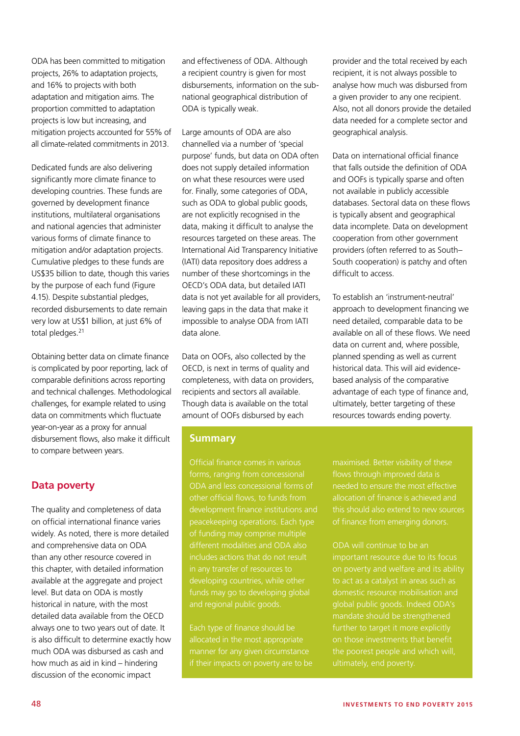ODA has been committed to mitigation projects, 26% to adaptation projects, and 16% to projects with both adaptation and mitigation aims. The proportion committed to adaptation projects is low but increasing, and mitigation projects accounted for 55% of all climate-related commitments in 2013.

Dedicated funds are also delivering significantly more climate finance to developing countries. These funds are governed by development finance institutions, multilateral organisations and national agencies that administer various forms of climate finance to mitigation and/or adaptation projects. Cumulative pledges to these funds are US$35 billion to date, though this varies by the purpose of each fund (Figure 4.15). Despite substantial pledges, recorded disbursements to date remain very low at US$1 billion, at just 6% of total pledges.[21]

Obtaining better data on climate finance is complicated by poor reporting, lack of comparable definitions across reporting and technical challenges. Methodological challenges, for example related to using data on commitments which fluctuate year-on-year as a proxy for annual disbursement flows, also make it difficult to compare between years.

## Data poverty

The quality and completeness of data on official international finance varies widely. As noted, there is more detailed and comprehensive data on ODA than any other resource covered in this chapter, with detailed information available at the aggregate and project level. But data on ODA is mostly historical in nature, with the most detailed data available from the OECD always one to two years out of date. It is also difficult to determine exactly how much ODA was disbursed as cash and how much as aid in kind – hindering discussion of the economic impact and effectiveness of ODA. Although a recipient country is given for most disbursements, information on the sub-national geographical distribution of ODA is typically weak.

Large amounts of ODA are also channelled via a number of 'special purpose' funds, but data on ODA often does not supply detailed information on what these resources were used for. Finally, some categories of ODA, such as ODA to global public goods, are not explicitly recognised in the data, making it difficult to analyse the resources targeted on these areas. The International Aid Transparency Initiative (IATI) data repository does address a number of these shortcomings in the OECD's ODA data, but detailed IATI data is not yet available for all providers, leaving gaps in the data that make it impossible to analyse ODA from IATI data alone.

Data on OOFs, also collected by the OECD, is next in terms of quality and completeness, with data on providers, recipients and sectors all available. Though data is available on the total amount of OOFs disbursed by each provider and the total received by each recipient, it is not always possible to analyse how much was disbursed from a given provider to any one recipient. Also, not all donors provide the detailed data needed for a complete sector and geographical analysis.

Data on international official finance that falls outside the definition of ODA and OOFs is typically sparse and often not available in publicly accessible databases. Sectoral data on these flows is typically absent and geographical data incomplete. Data on development cooperation from other government providers (often referred to as South–South cooperation) is patchy and often difficult to access.

To establish an 'instrument-neutral' approach to development financing we need detailed, comparable data to be available on all of these flows. We need data on current and, where possible, planned spending as well as current historical data. This will aid evidence-based analysis of the comparative advantage of each type of finance and, ultimately, better targeting of these resources towards ending poverty.

## Summary

Official finance comes in various forms, ranging from concessional ODA and less concessional forms of other official flows, to funds from development finance institutions and peacekeeping operations. Each type of funding may comprise multiple different modalities and ODA also includes actions that do not result in any transfer of resources to developing countries, while other funds may go to developing global and regional public goods.

Each type of finance should be allocated in the most appropriate manner for any given circumstance if their impacts on poverty are to be maximised. Better visibility of these flows through improved data is needed to ensure the most effective allocation of finance is achieved and this should also extend to new sources of finance from emerging donors.

ODA will continue to be an important resource due to its focus on poverty and welfare and its ability to act as a catalyst in areas such as domestic resource mobilisation and global public goods. Indeed ODA's mandate should be strengthened further to target it more explicitly on those investments that benefit the poorest people and which will, ultimately, end poverty.